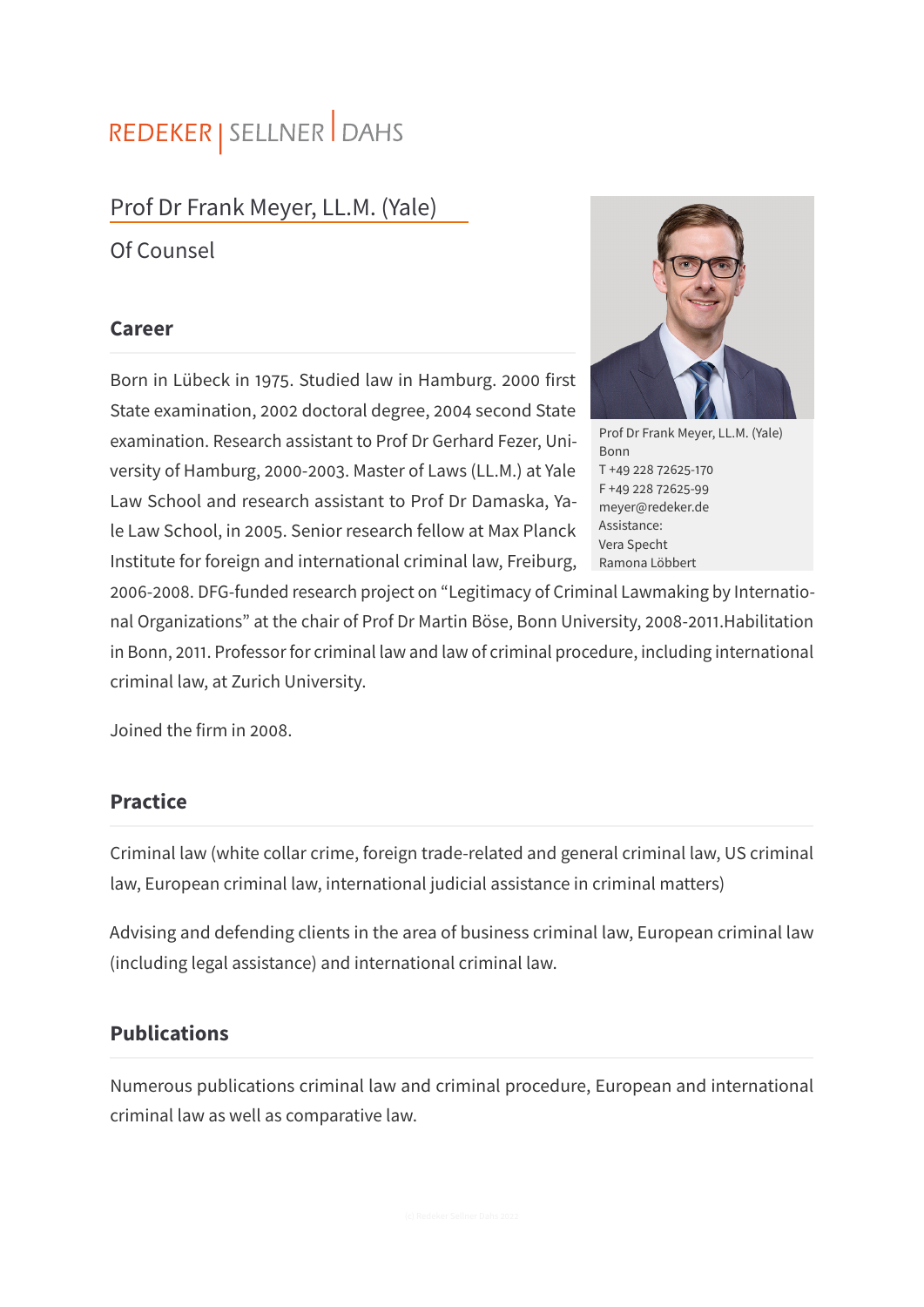REDEKER | SELLNER | DAHS

# Prof Dr Frank Meyer, LL.M. (Yale)

Of Counsel

Prof Dr Frank Meyer, LL.M. (Yale)
Bonn
T +49 228 72625-170
F +49 228 72625-99
meyer@redeker.de
Assistance:
Vera Specht
Ramona Löbbert

## Career

Born in Lübeck in 1975. Studied law in Hamburg. 2000 first State examination, 2002 doctoral degree, 2004 second State examination. Research assistant to Prof Dr Gerhard Fezer, University of Hamburg, 2000-2003. Master of Laws (LL.M.) at Yale Law School and research assistant to Prof Dr Damaska, Yale Law School, in 2005. Senior research fellow at Max Planck Institute for foreign and international criminal law, Freiburg, 2006-2008. DFG-funded research project on "Legitimacy of Criminal Lawmaking by International Organizations" at the chair of Prof Dr Martin Böse, Bonn University, 2008-2011.Habilitation in Bonn, 2011. Professor for criminal law and law of criminal procedure, including international criminal law, at Zurich University.

Joined the firm in 2008.

## Practice

Criminal law (white collar crime, foreign trade-related and general criminal law, US criminal law, European criminal law, international judicial assistance in criminal matters)

Advising and defending clients in the area of business criminal law, European criminal law (including legal assistance) and international criminal law.

## Publications

Numerous publications criminal law and criminal procedure, European and international criminal law as well as comparative law.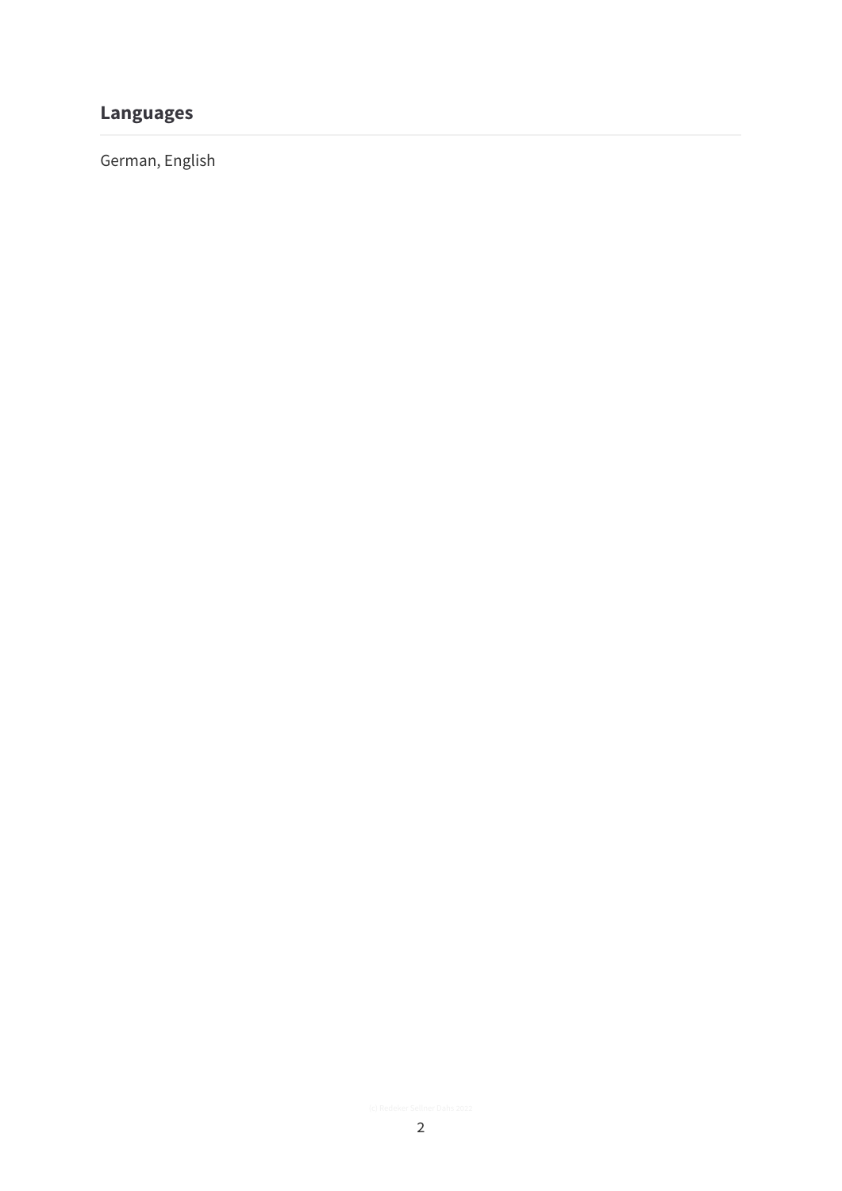## Languages

German, English